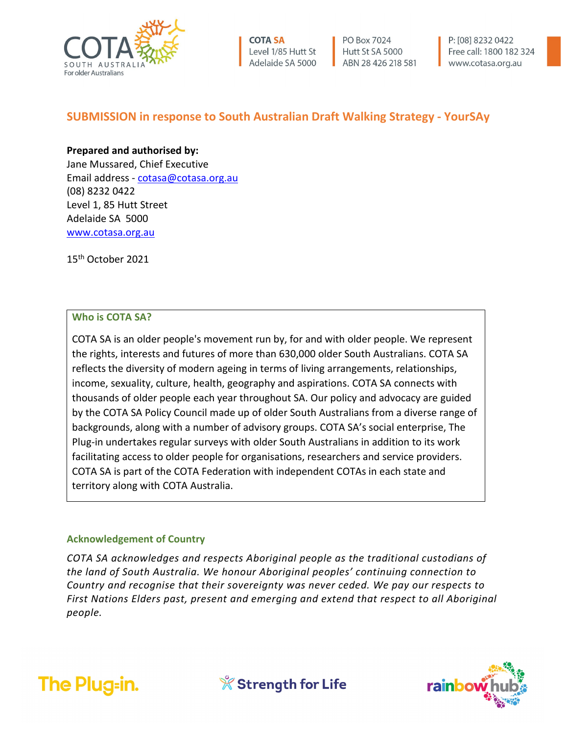COTA SA
Level 1/85 Hutt St
Adelaide SA 5000

PO Box 7024
Hutt St SA 5000
ABN 28 426 218 581

P: [08] 8232 0422
Free call: 1800 182 324
www.cotasa.org.au

# SUBMISSION in response to South Australian Draft Walking Strategy - YourSAy

**Prepared and authorised by:**
Jane Mussared, Chief Executive
Email address - cotasa@cotasa.org.au
(08) 8232 0422
Level 1, 85 Hutt Street
Adelaide SA 5000
www.cotasa.org.au

15th October 2021

## Who is COTA SA?

COTA SA is an older people's movement run by, for and with older people. We represent the rights, interests and futures of more than 630,000 older South Australians. COTA SA reflects the diversity of modern ageing in terms of living arrangements, relationships, income, sexuality, culture, health, geography and aspirations. COTA SA connects with thousands of older people each year throughout SA. Our policy and advocacy are guided by the COTA SA Policy Council made up of older South Australians from a diverse range of backgrounds, along with a number of advisory groups. COTA SA's social enterprise, The Plug-in undertakes regular surveys with older South Australians in addition to its work facilitating access to older people for organisations, researchers and service providers. COTA SA is part of the COTA Federation with independent COTAs in each state and territory along with COTA Australia.

## Acknowledgement of Country

*COTA SA acknowledges and respects Aboriginal people as the traditional custodians of the land of South Australia. We honour Aboriginal peoples' continuing connection to Country and recognise that their sovereignty was never ceded. We pay our respects to First Nations Elders past, present and emerging and extend that respect to all Aboriginal people.*

The Plug-in. Strength for Life rainbow hub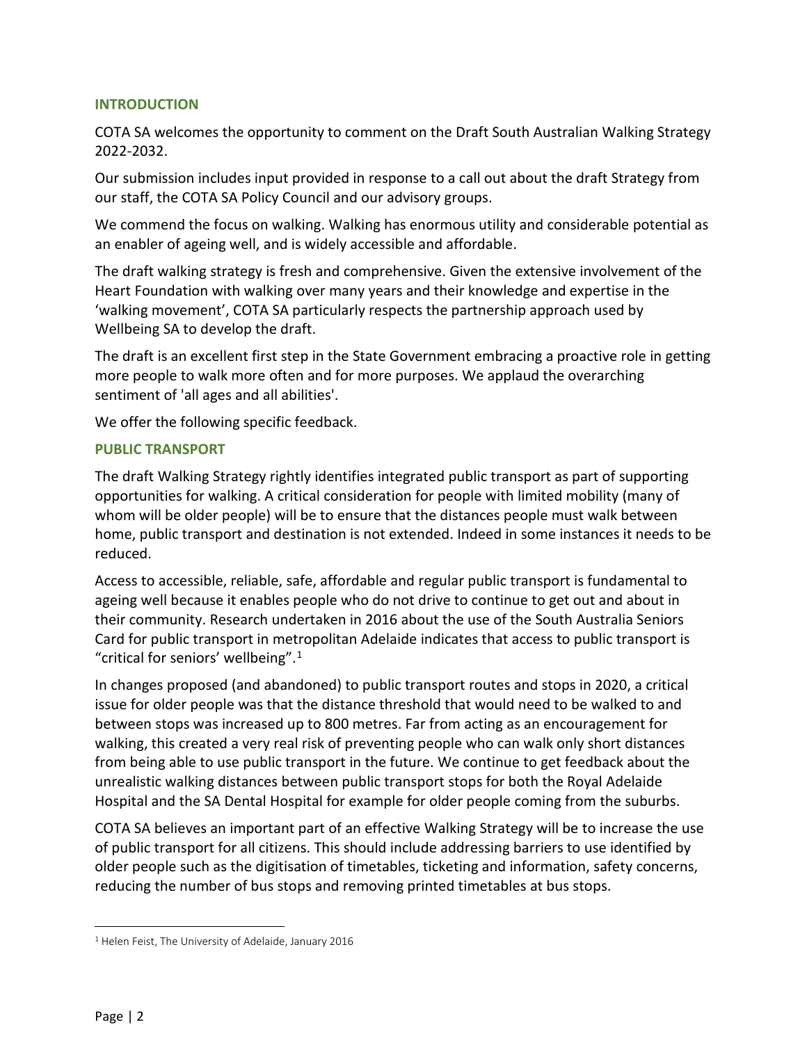## INTRODUCTION

COTA SA welcomes the opportunity to comment on the Draft South Australian Walking Strategy 2022-2032.

Our submission includes input provided in response to a call out about the draft Strategy from our staff, the COTA SA Policy Council and our advisory groups.

We commend the focus on walking. Walking has enormous utility and considerable potential as an enabler of ageing well, and is widely accessible and affordable.

The draft walking strategy is fresh and comprehensive. Given the extensive involvement of the Heart Foundation with walking over many years and their knowledge and expertise in the 'walking movement', COTA SA particularly respects the partnership approach used by Wellbeing SA to develop the draft.

The draft is an excellent first step in the State Government embracing a proactive role in getting more people to walk more often and for more purposes. We applaud the overarching sentiment of 'all ages and all abilities'.

We offer the following specific feedback.

## PUBLIC TRANSPORT

The draft Walking Strategy rightly identifies integrated public transport as part of supporting opportunities for walking. A critical consideration for people with limited mobility (many of whom will be older people) will be to ensure that the distances people must walk between home, public transport and destination is not extended. Indeed in some instances it needs to be reduced.

Access to accessible, reliable, safe, affordable and regular public transport is fundamental to ageing well because it enables people who do not drive to continue to get out and about in their community. Research undertaken in 2016 about the use of the South Australia Seniors Card for public transport in metropolitan Adelaide indicates that access to public transport is "critical for seniors' wellbeing".[1]

In changes proposed (and abandoned) to public transport routes and stops in 2020, a critical issue for older people was that the distance threshold that would need to be walked to and between stops was increased up to 800 metres. Far from acting as an encouragement for walking, this created a very real risk of preventing people who can walk only short distances from being able to use public transport in the future. We continue to get feedback about the unrealistic walking distances between public transport stops for both the Royal Adelaide Hospital and the SA Dental Hospital for example for older people coming from the suburbs.

COTA SA believes an important part of an effective Walking Strategy will be to increase the use of public transport for all citizens. This should include addressing barriers to use identified by older people such as the digitisation of timetables, ticketing and information, safety concerns, reducing the number of bus stops and removing printed timetables at bus stops.

---

[1] Helen Feist, The University of Adelaide, January 2016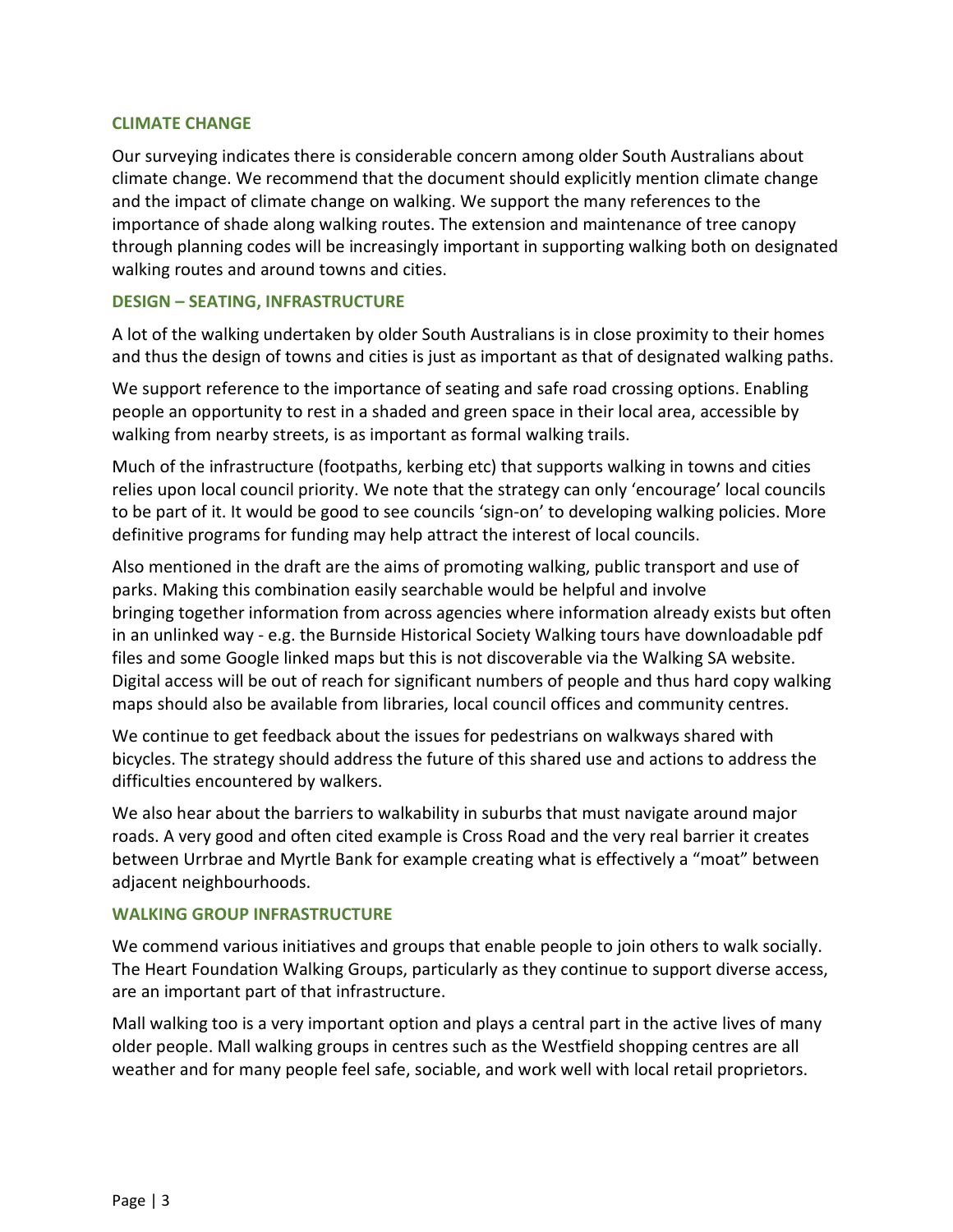## CLIMATE CHANGE

Our surveying indicates there is considerable concern among older South Australians about climate change. We recommend that the document should explicitly mention climate change and the impact of climate change on walking. We support the many references to the importance of shade along walking routes. The extension and maintenance of tree canopy through planning codes will be increasingly important in supporting walking both on designated walking routes and around towns and cities.

## DESIGN – SEATING, INFRASTRUCTURE

A lot of the walking undertaken by older South Australians is in close proximity to their homes and thus the design of towns and cities is just as important as that of designated walking paths.

We support reference to the importance of seating and safe road crossing options. Enabling people an opportunity to rest in a shaded and green space in their local area, accessible by walking from nearby streets, is as important as formal walking trails.

Much of the infrastructure (footpaths, kerbing etc) that supports walking in towns and cities relies upon local council priority. We note that the strategy can only 'encourage' local councils to be part of it. It would be good to see councils 'sign-on' to developing walking policies. More definitive programs for funding may help attract the interest of local councils.

Also mentioned in the draft are the aims of promoting walking, public transport and use of parks. Making this combination easily searchable would be helpful and involve bringing together information from across agencies where information already exists but often in an unlinked way - e.g. the Burnside Historical Society Walking tours have downloadable pdf files and some Google linked maps but this is not discoverable via the Walking SA website. Digital access will be out of reach for significant numbers of people and thus hard copy walking maps should also be available from libraries, local council offices and community centres.

We continue to get feedback about the issues for pedestrians on walkways shared with bicycles. The strategy should address the future of this shared use and actions to address the difficulties encountered by walkers.

We also hear about the barriers to walkability in suburbs that must navigate around major roads. A very good and often cited example is Cross Road and the very real barrier it creates between Urrbrae and Myrtle Bank for example creating what is effectively a "moat" between adjacent neighbourhoods.

## WALKING GROUP INFRASTRUCTURE

We commend various initiatives and groups that enable people to join others to walk socially. The Heart Foundation Walking Groups, particularly as they continue to support diverse access, are an important part of that infrastructure.

Mall walking too is a very important option and plays a central part in the active lives of many older people. Mall walking groups in centres such as the Westfield shopping centres are all weather and for many people feel safe, sociable, and work well with local retail proprietors.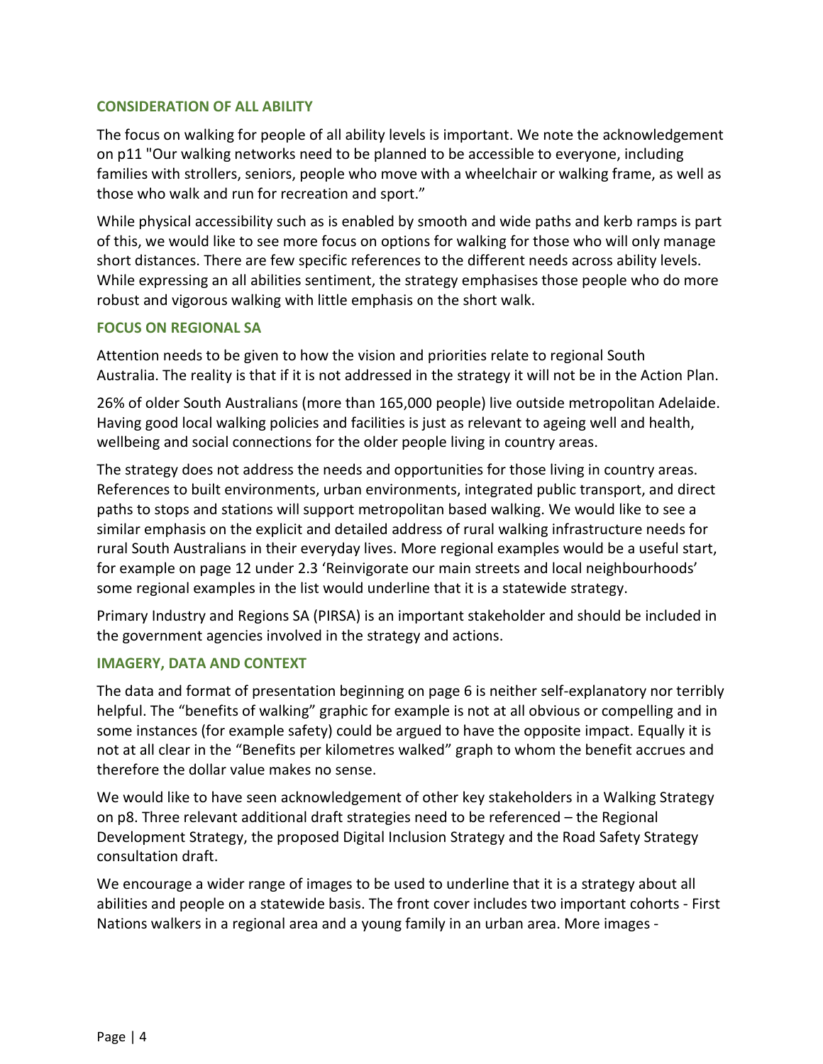## CONSIDERATION OF ALL ABILITY

The focus on walking for people of all ability levels is important. We note the acknowledgement on p11 "Our walking networks need to be planned to be accessible to everyone, including families with strollers, seniors, people who move with a wheelchair or walking frame, as well as those who walk and run for recreation and sport."

While physical accessibility such as is enabled by smooth and wide paths and kerb ramps is part of this, we would like to see more focus on options for walking for those who will only manage short distances. There are few specific references to the different needs across ability levels. While expressing an all abilities sentiment, the strategy emphasises those people who do more robust and vigorous walking with little emphasis on the short walk.

## FOCUS ON REGIONAL SA

Attention needs to be given to how the vision and priorities relate to regional South Australia. The reality is that if it is not addressed in the strategy it will not be in the Action Plan.

26% of older South Australians (more than 165,000 people) live outside metropolitan Adelaide. Having good local walking policies and facilities is just as relevant to ageing well and health, wellbeing and social connections for the older people living in country areas.

The strategy does not address the needs and opportunities for those living in country areas. References to built environments, urban environments, integrated public transport, and direct paths to stops and stations will support metropolitan based walking. We would like to see a similar emphasis on the explicit and detailed address of rural walking infrastructure needs for rural South Australians in their everyday lives. More regional examples would be a useful start, for example on page 12 under 2.3 'Reinvigorate our main streets and local neighbourhoods' some regional examples in the list would underline that it is a statewide strategy.

Primary Industry and Regions SA (PIRSA) is an important stakeholder and should be included in the government agencies involved in the strategy and actions.

## IMAGERY, DATA AND CONTEXT

The data and format of presentation beginning on page 6 is neither self-explanatory nor terribly helpful. The "benefits of walking" graphic for example is not at all obvious or compelling and in some instances (for example safety) could be argued to have the opposite impact. Equally it is not at all clear in the "Benefits per kilometres walked" graph to whom the benefit accrues and therefore the dollar value makes no sense.

We would like to have seen acknowledgement of other key stakeholders in a Walking Strategy on p8. Three relevant additional draft strategies need to be referenced – the Regional Development Strategy, the proposed Digital Inclusion Strategy and the Road Safety Strategy consultation draft.

We encourage a wider range of images to be used to underline that it is a strategy about all abilities and people on a statewide basis. The front cover includes two important cohorts - First Nations walkers in a regional area and a young family in an urban area. More images -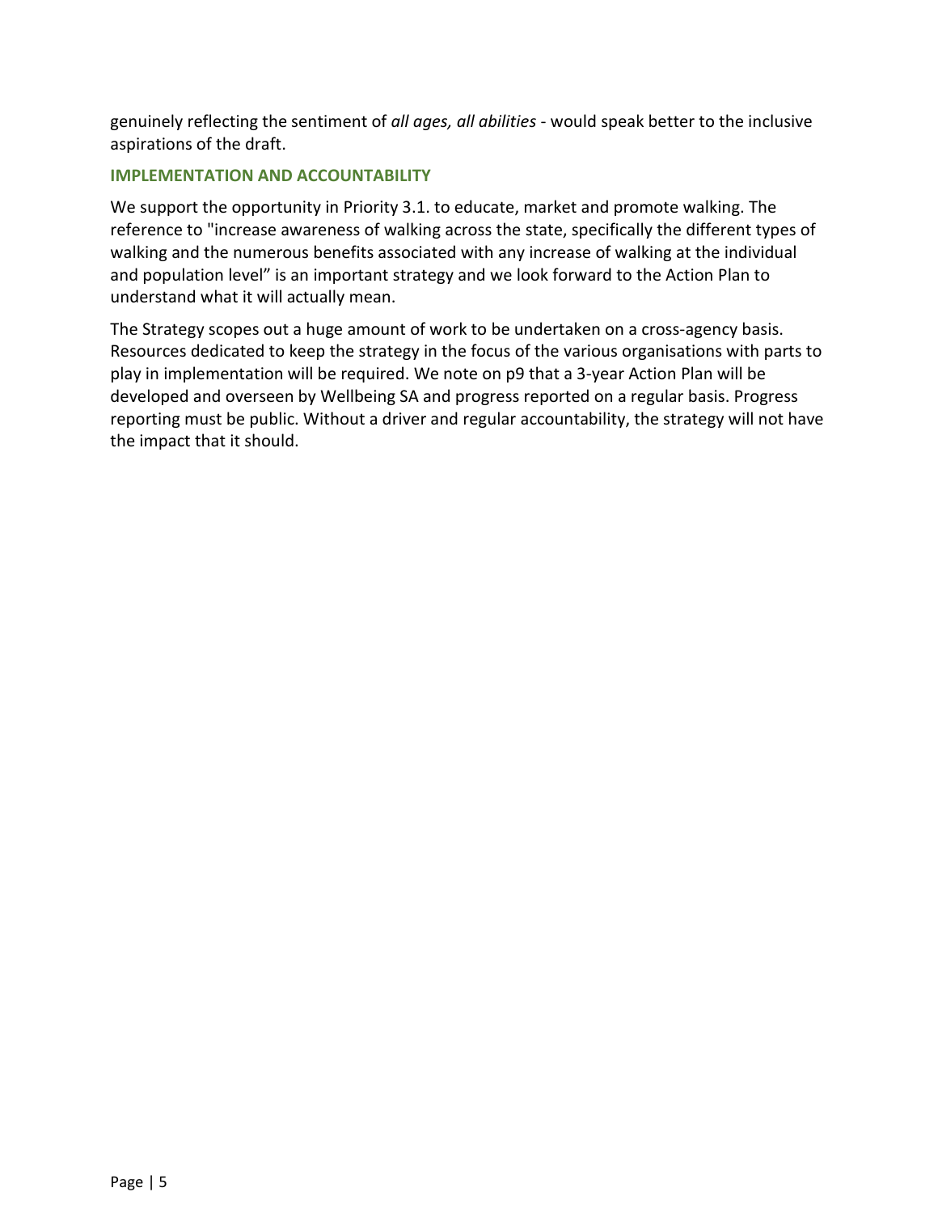genuinely reflecting the sentiment of *all ages, all abilities* - would speak better to the inclusive aspirations of the draft.

### IMPLEMENTATION AND ACCOUNTABILITY

We support the opportunity in Priority 3.1. to educate, market and promote walking. The reference to "increase awareness of walking across the state, specifically the different types of walking and the numerous benefits associated with any increase of walking at the individual and population level" is an important strategy and we look forward to the Action Plan to understand what it will actually mean.

The Strategy scopes out a huge amount of work to be undertaken on a cross-agency basis. Resources dedicated to keep the strategy in the focus of the various organisations with parts to play in implementation will be required. We note on p9 that a 3-year Action Plan will be developed and overseen by Wellbeing SA and progress reported on a regular basis. Progress reporting must be public. Without a driver and regular accountability, the strategy will not have the impact that it should.